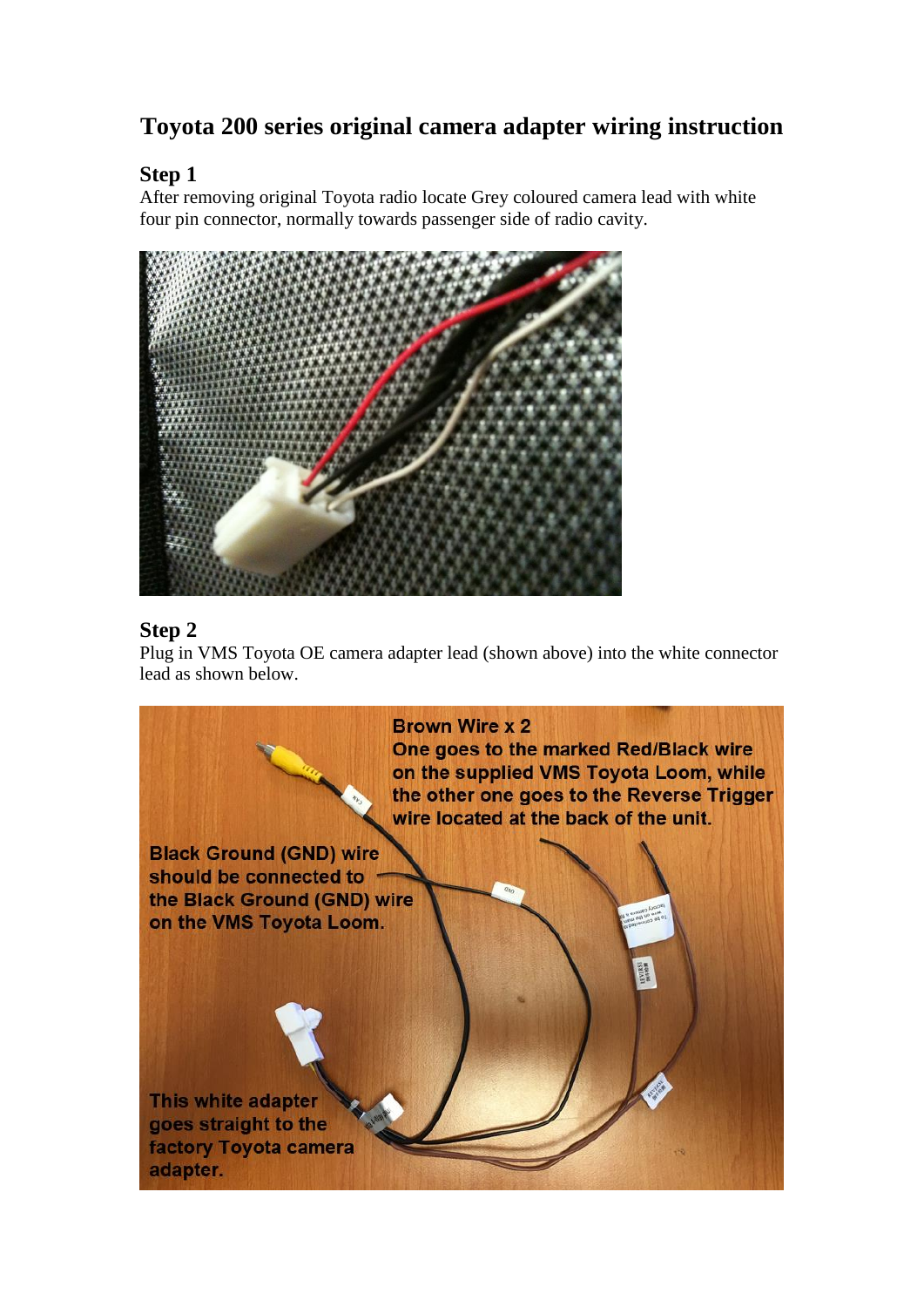# Toyota 200 series original camera adapter wiring instruction

## Step 1

After removing original Toyota radio locate Grey coloured camera lead with white four pin connector, normally towards passenger side of radio cavity.

## Step 2

Plug in VMS Toyota OE camera adapter lead (shown above) into the white connector lead as shown below.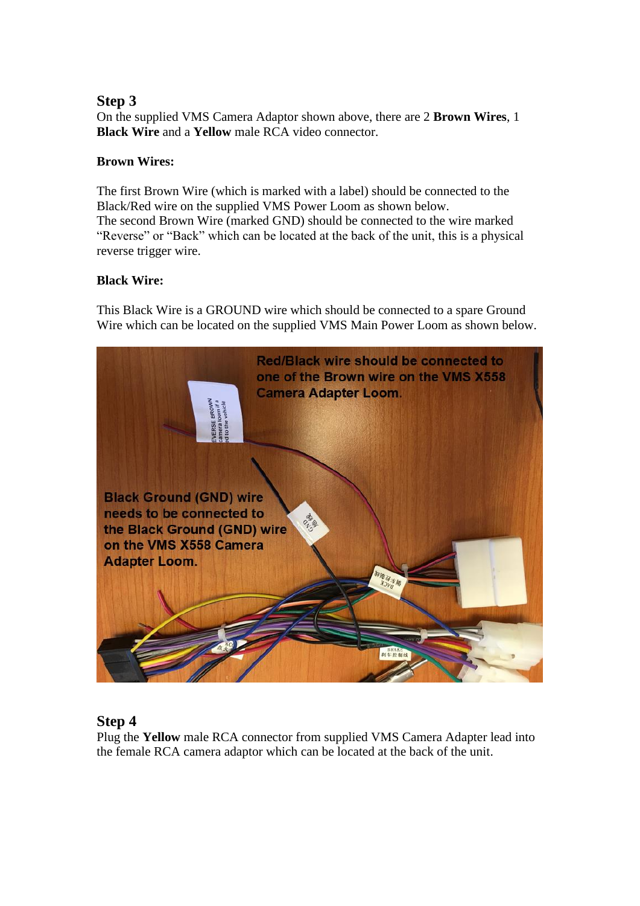## Step 3

On the supplied VMS Camera Adaptor shown above, there are 2 **Brown Wires**, 1 **Black Wire** and a **Yellow** male RCA video connector.

**Brown Wires:**

The first Brown Wire (which is marked with a label) should be connected to the Black/Red wire on the supplied VMS Power Loom as shown below.
The second Brown Wire (marked GND) should be connected to the wire marked "Reverse" or "Back" which can be located at the back of the unit, this is a physical reverse trigger wire.

**Black Wire:**

This Black Wire is a GROUND wire which should be connected to a spare Ground Wire which can be located on the supplied VMS Main Power Loom as shown below.

## Step 4

Plug the **Yellow** male RCA connector from supplied VMS Camera Adapter lead into the female RCA camera adaptor which can be located at the back of the unit.